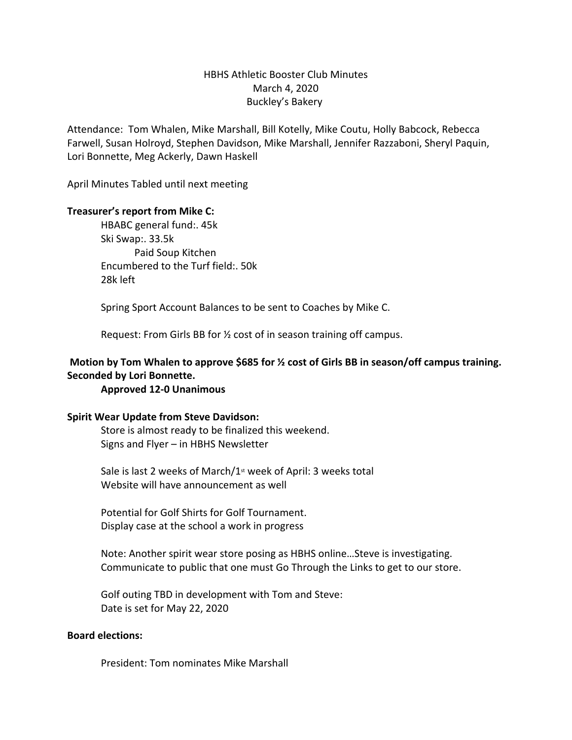HBHS Athletic Booster Club Minutes
March 4, 2020
Buckley's Bakery

Attendance: Tom Whalen, Mike Marshall, Bill Kotelly, Mike Coutu, Holly Babcock, Rebecca Farwell, Susan Holroyd, Stephen Davidson, Mike Marshall, Jennifer Razzaboni, Sheryl Paquin, Lori Bonnette, Meg Ackerly, Dawn Haskell

April Minutes Tabled until next meeting

**Treasurer's report from Mike C:**

HBABC general fund:. 45k
Ski Swap:. 33.5k
  Paid Soup Kitchen
Encumbered to the Turf field:. 50k
28k left

Spring Sport Account Balances to be sent to Coaches by Mike C.

Request: From Girls BB for ½ cost of in season training off campus.

**Motion by Tom Whalen to approve $685 for ½ cost of Girls BB in season/off campus training. Seconded by Lori Bonnette.**

**Approved 12-0 Unanimous**

**Spirit Wear Update from Steve Davidson:**

Store is almost ready to be finalized this weekend.
Signs and Flyer – in HBHS Newsletter

Sale is last 2 weeks of March/1st week of April: 3 weeks total
Website will have announcement as well

Potential for Golf Shirts for Golf Tournament.
Display case at the school a work in progress

Note: Another spirit wear store posing as HBHS online…Steve is investigating.
Communicate to public that one must Go Through the Links to get to our store.

Golf outing TBD in development with Tom and Steve:
Date is set for May 22, 2020

**Board elections:**

President: Tom nominates Mike Marshall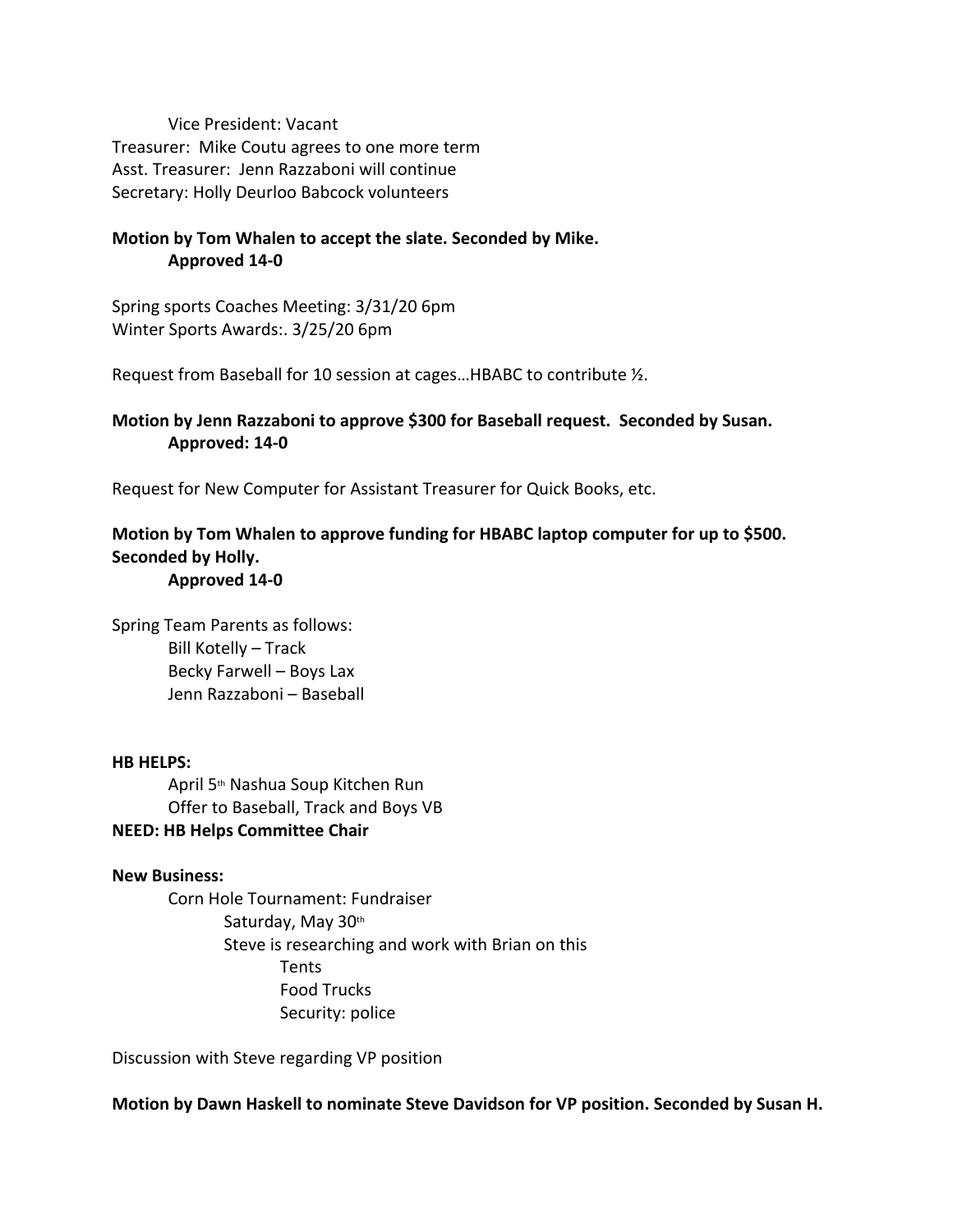Vice President: Vacant
Treasurer: Mike Coutu agrees to one more term
Asst. Treasurer: Jenn Razzaboni will continue
Secretary: Holly Deurloo Babcock volunteers

**Motion by Tom Whalen to accept the slate. Seconded by Mike.**
**Approved 14-0**

Spring sports Coaches Meeting: 3/31/20 6pm
Winter Sports Awards:. 3/25/20 6pm

Request from Baseball for 10 session at cages…HBABC to contribute ½.

**Motion by Jenn Razzaboni to approve $300 for Baseball request. Seconded by Susan.**
**Approved: 14-0**

Request for New Computer for Assistant Treasurer for Quick Books, etc.

**Motion by Tom Whalen to approve funding for HBABC laptop computer for up to $500. Seconded by Holly.**
**Approved 14-0**

Spring Team Parents as follows:
- Bill Kotelly – Track
- Becky Farwell – Boys Lax
- Jenn Razzaboni – Baseball

**HB HELPS:**
- April 5th Nashua Soup Kitchen Run
- Offer to Baseball, Track and Boys VB

**NEED: HB Helps Committee Chair**

**New Business:**
- Corn Hole Tournament: Fundraiser
  - Saturday, May 30th
  - Steve is researching and work with Brian on this
    - Tents
    - Food Trucks
    - Security: police

Discussion with Steve regarding VP position

**Motion by Dawn Haskell to nominate Steve Davidson for VP position. Seconded by Susan H.**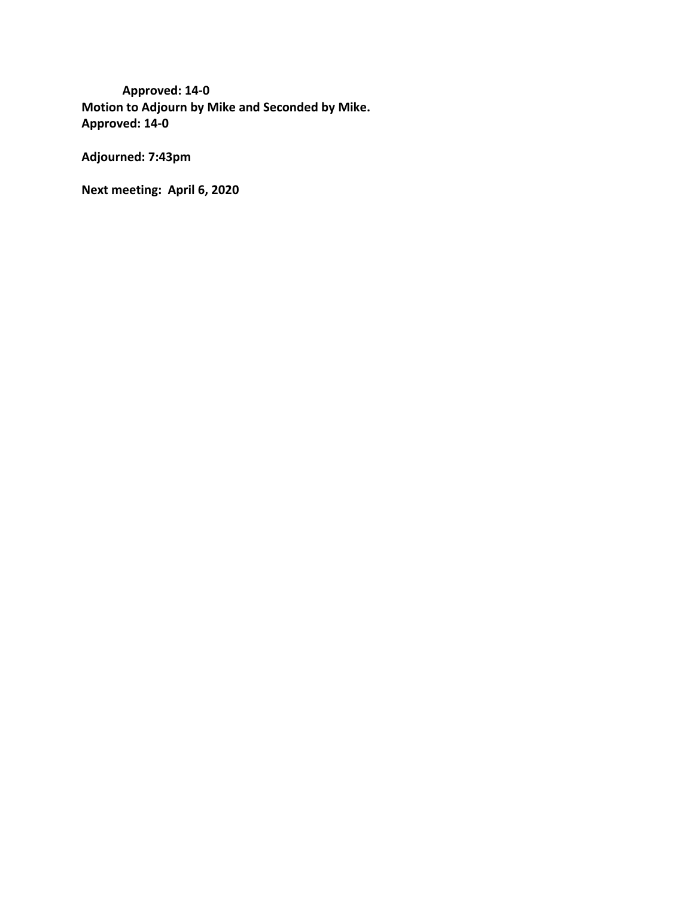**Approved: 14-0**

**Motion to Adjourn by Mike and Seconded by Mike.**
**Approved: 14-0**

**Adjourned: 7:43pm**

**Next meeting: April 6, 2020**